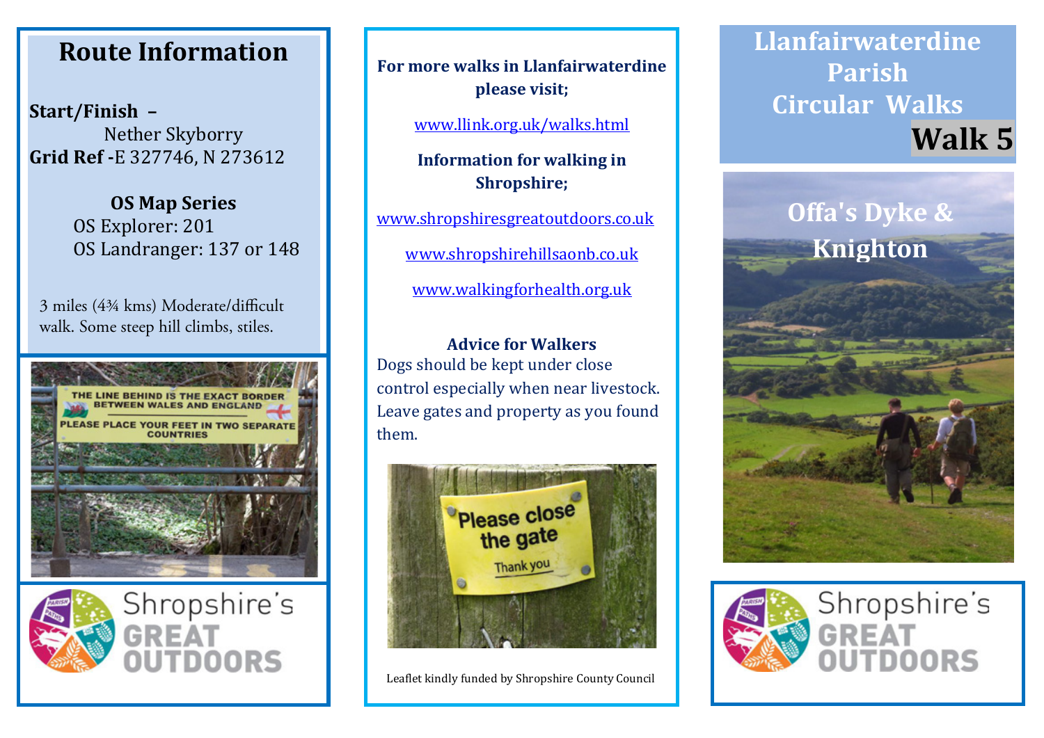## Route Information

**Start/Finish –**
Nether Skyborry
**Grid Ref -** E 327746, N 273612

**OS Map Series**
OS Explorer: 201
OS Landranger: 137 or 148

3 miles (4¾ kms) Moderate/difficult walk. Some steep hill climbs, stiles.

THE LINE BEHIND IS THE EXACT BORDER BETWEEN WALES AND ENGLAND
PLEASE PLACE YOUR FEET IN TWO SEPARATE COUNTRIES

Shropshire's GREAT OUTDOORS

**For more walks in Llanfairwaterdine please visit;**

www.llink.org.uk/walks.html

**Information for walking in Shropshire;**

www.shropshiresgreatoutdoors.co.uk

www.shropshirehillsaonb.co.uk

www.walkingforhealth.org.uk

**Advice for Walkers**

Dogs should be kept under close control especially when near livestock. Leave gates and property as you found them.

Please close the gate
Thank you

Leaflet kindly funded by Shropshire County Council

# Llanfairwaterdine Parish Circular Walks

## Walk 5

## Offa's Dyke & Knighton

Shropshire's GREAT OUTDOORS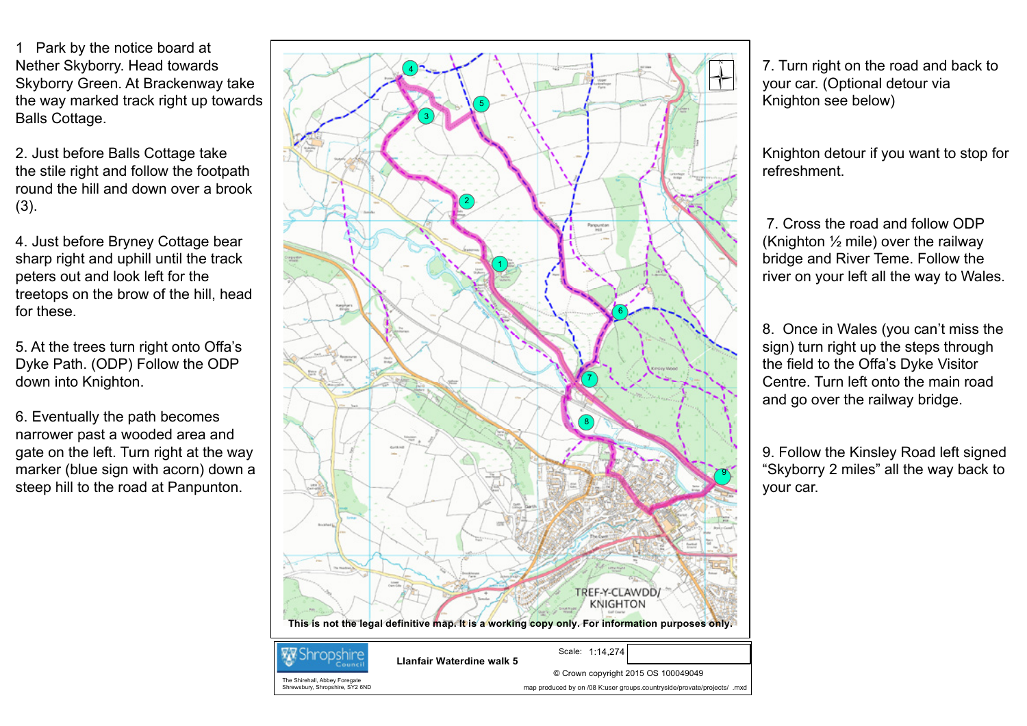1 Park by the notice board at Nether Skyborry. Head towards Skyborry Green. At Brackenway take the way marked track right up towards Balls Cottage.

2. Just before Balls Cottage take the stile right and follow the footpath round the hill and down over a brook (3).

4. Just before Bryney Cottage bear sharp right and uphill until the track peters out and look left for the treetops on the brow of the hill, head for these.

5. At the trees turn right onto Offa's Dyke Path. (ODP) Follow the ODP down into Knighton.

6. Eventually the path becomes narrower past a wooded area and gate on the left. Turn right at the way marker (blue sign with acorn) down a steep hill to the road at Panpunton.

TREF-Y-CLAWDD/ KNIGHTON

This is not the legal definitive map. It is a working copy only. For information purposes only.

Shropshire Council

The Shirehall, Abbey Foregate Shrewsbury, Shropshire, SY2 6ND

**Llanfair Waterdine walk 5**

Scale: 1:14,274

© Crown copyright 2015 OS 100049049

map produced by on /08 K:user groups.countryside/provate/projects/ .mxd

7. Turn right on the road and back to your car. (Optional detour via Knighton see below)

Knighton detour if you want to stop for refreshment.

7. Cross the road and follow ODP (Knighton ½ mile) over the railway bridge and River Teme. Follow the river on your left all the way to Wales.

8. Once in Wales (you can't miss the sign) turn right up the steps through the field to the Offa's Dyke Visitor Centre. Turn left onto the main road and go over the railway bridge.

9. Follow the Kinsley Road left signed "Skyborry 2 miles" all the way back to your car.